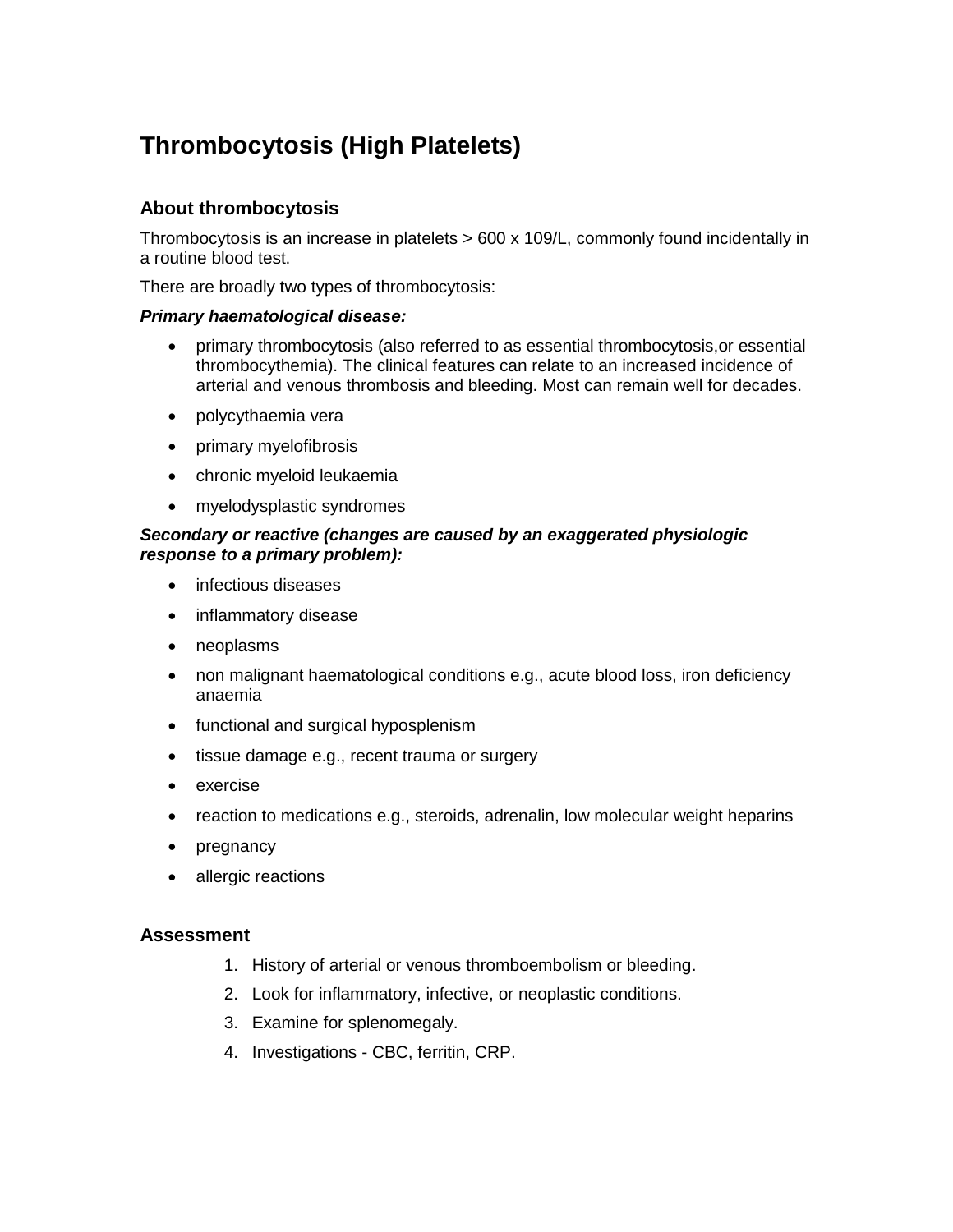# Thrombocytosis (High Platelets)

## About thrombocytosis

Thrombocytosis is an increase in platelets > 600 x 109/L, commonly found incidentally in a routine blood test.

There are broadly two types of thrombocytosis:

***Primary haematological disease:***

- primary thrombocytosis (also referred to as essential thrombocytosis,or essential thrombocythemia). The clinical features can relate to an increased incidence of arterial and venous thrombosis and bleeding. Most can remain well for decades.
- polycythaemia vera
- primary myelofibrosis
- chronic myeloid leukaemia
- myelodysplastic syndromes

***Secondary or reactive (changes are caused by an exaggerated physiologic response to a primary problem):***

- infectious diseases
- inflammatory disease
- neoplasms
- non malignant haematological conditions e.g., acute blood loss, iron deficiency anaemia
- functional and surgical hyposplenism
- tissue damage e.g., recent trauma or surgery
- exercise
- reaction to medications e.g., steroids, adrenalin, low molecular weight heparins
- pregnancy
- allergic reactions

## Assessment

1. History of arterial or venous thromboembolism or bleeding.
2. Look for inflammatory, infective, or neoplastic conditions.
3. Examine for splenomegaly.
4. Investigations - CBC, ferritin, CRP.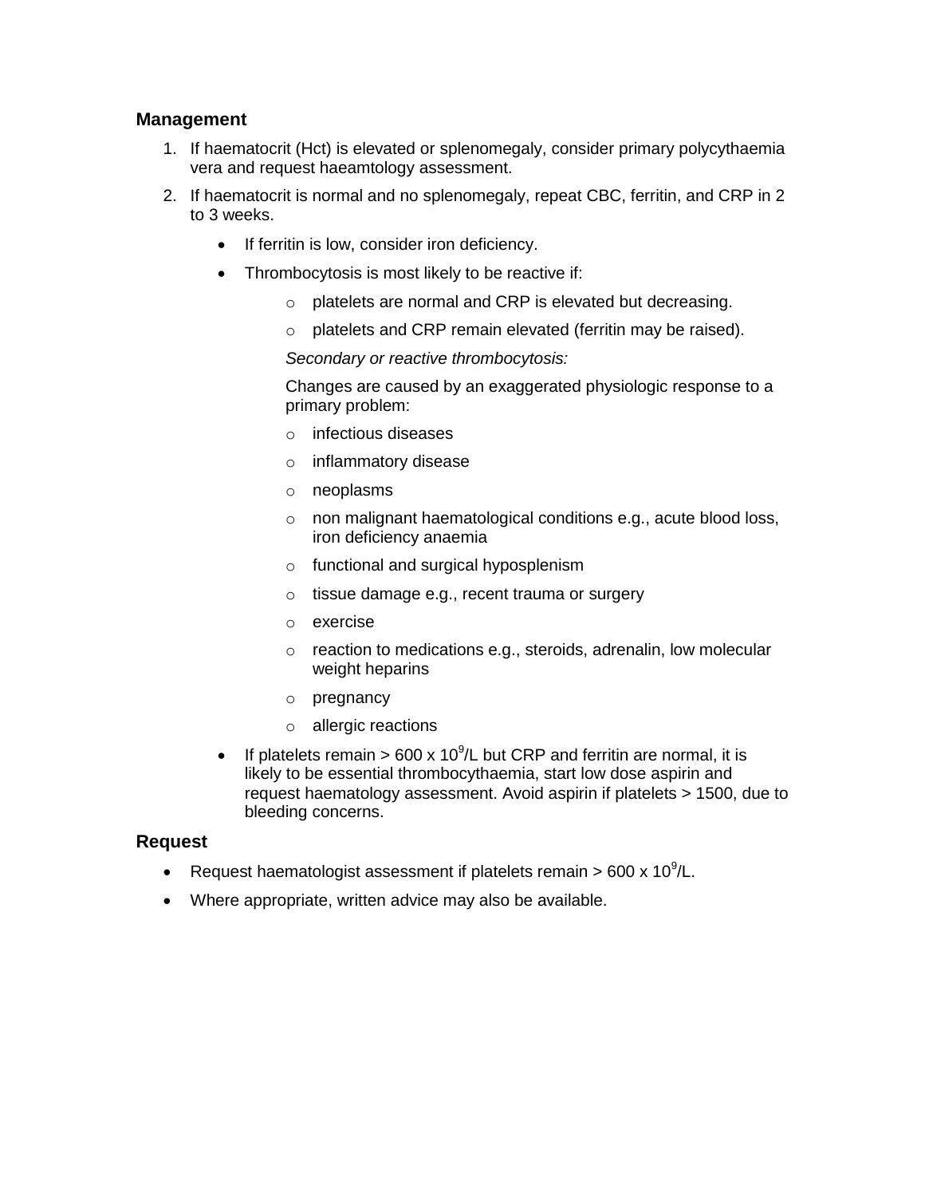## Management

1. If haematocrit (Hct) is elevated or splenomegaly, consider primary polycythaemia vera and request haeamtology assessment.
2. If haematocrit is normal and no splenomegaly, repeat CBC, ferritin, and CRP in 2 to 3 weeks.
   - If ferritin is low, consider iron deficiency.
   - Thrombocytosis is most likely to be reactive if:
     - platelets are normal and CRP is elevated but decreasing.
     - platelets and CRP remain elevated (ferritin may be raised).

     *Secondary or reactive thrombocytosis:*

     Changes are caused by an exaggerated physiologic response to a primary problem:

     - infectious diseases
     - inflammatory disease
     - neoplasms
     - non malignant haematological conditions e.g., acute blood loss, iron deficiency anaemia
     - functional and surgical hyposplenism
     - tissue damage e.g., recent trauma or surgery
     - exercise
     - reaction to medications e.g., steroids, adrenalin, low molecular weight heparins
     - pregnancy
     - allergic reactions
   - If platelets remain > 600 x $10^9$/L but CRP and ferritin are normal, it is likely to be essential thrombocythaemia, start low dose aspirin and request haematology assessment. Avoid aspirin if platelets > 1500, due to bleeding concerns.

## Request

- Request haematologist assessment if platelets remain > 600 x $10^9$/L.
- Where appropriate, written advice may also be available.